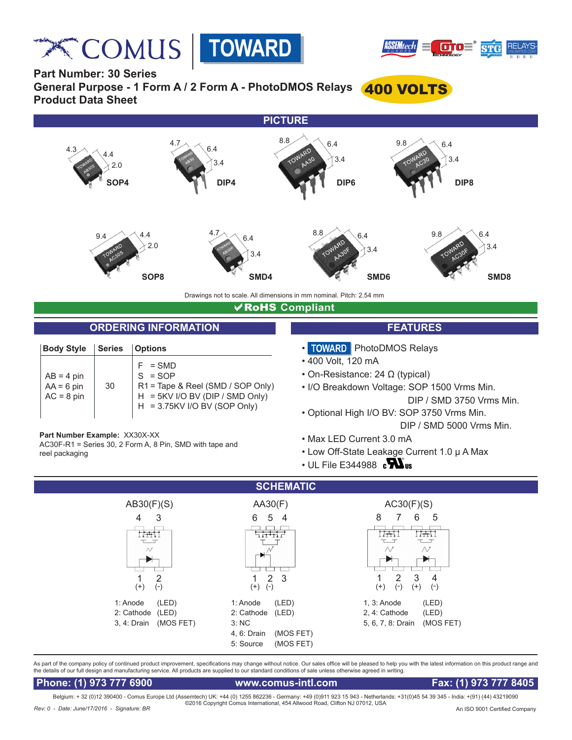# COMUS | TOWARD

**Part Number: 30 Series**
**General Purpose - 1 Form A / 2 Form A - PhotoDMOS Relays**
**Product Data Sheet**

**400 VOLTS**

## PICTURE

| Package | Dimensions (mm) |
|---|---|
| SOP4 | 4.3 × 4.4 × 2.0 |
| DIP4 | 4.7 × 6.4 × 3.4 |
| DIP6 | 8.8 × 6.4 × 3.4 |
| DIP8 | 9.8 × 6.4 × 3.4 |
| SOP8 | 9.4 × 4.4 × 2.0 |
| SMD4 | 4.7 × 6.4 × 3.4 |
| SMD6 | 8.8 × 6.4 × 3.4 |
| SMD8 | 9.8 × 6.4 × 3.4 |

Drawings not to scale. All dimensions in mm nominal. Pitch: 2.54 mm

**✔RoHS Compliant**

## ORDERING INFORMATION

| Body Style | Series | Options |
|---|---|---|
| AB = 4 pin<br>AA = 6 pin<br>AC = 8 pin | 30 | F = SMD<br>S = SOP<br>R1 = Tape & Reel (SMD / SOP Only)<br>H = 5KV I/O BV (DIP / SMD Only)<br>H = 3.75KV I/O BV (SOP Only) |

**Part Number Example:** XX30X-XX
AC30F-R1 = Series 30, 2 Form A, 8 Pin, SMD with tape and reel packaging

## FEATURES

- TOWARD PhotoDMOS Relays
- 400 Volt, 120 mA
- On-Resistance: 24 Ω (typical)
- I/O Breakdown Voltage: SOP 1500 Vrms Min.
  DIP / SMD 3750 Vrms Min.
- Optional High I/O BV: SOP 3750 Vrms Min.
  DIP / SMD 5000 Vrms Min.
- Max LED Current 3.0 mA
- Low Off-State Leakage Current 1.0 μ A Max
- UL File E334988 c UL us

## SCHEMATIC

**AB30(F)(S)**

1: Anode (LED)
2: Cathode (LED)
3, 4: Drain (MOS FET)

**AA30(F)**

1: Anode (LED)
2: Cathode (LED)
3: NC
4, 6: Drain (MOS FET)
5: Source (MOS FET)

**AC30(F)(S)**

1, 3: Anode (LED)
2, 4: Cathode (LED)
5, 6, 7, 8: Drain (MOS FET)

As part of the company policy of continued product improvement, specifications may change without notice. Our sales office will be pleased to help you with the latest information on this product range and the details of our full design and manufacturing service. All products are supplied to our standard conditions of sale unless otherwise agreed in writing.

**Phone: (1) 973 777 6900** | **www.comus-intl.com** | **Fax: (1) 973 777 8405**

Belgium: + 32 (0)12 390400 - Comus Europe Ltd (Assemtech) UK: +44 (0) 1255 862236 - Germany: +49 (0)911 923 15 943 - Netherlands: +31(0)45 54 39 345 - India: +(91) (44) 43219090
©2016 Copyright Comus International, 454 Allwood Road, Clifton NJ 07012, USA

*Rev: 0 - Date: June/17/2016 - Signature: BR*

An ISO 9001 Certified Company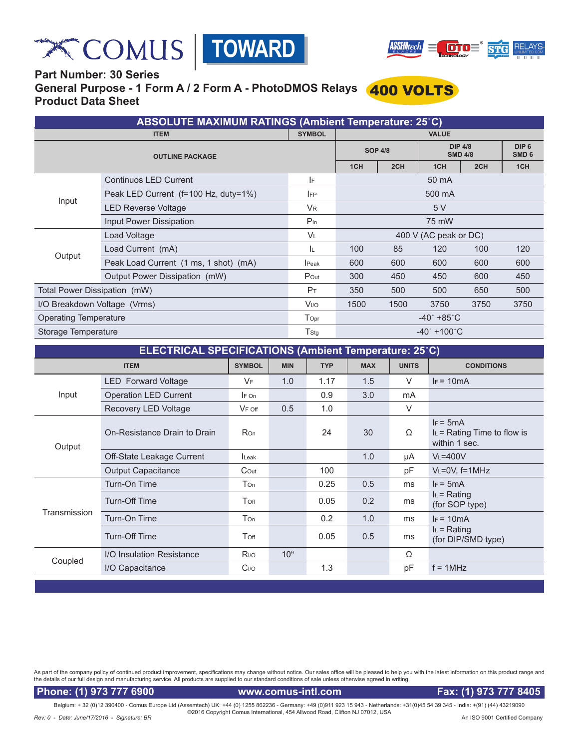**Part Number: 30 Series**
**General Purpose - 1 Form A / 2 Form A - PhotoDMOS Relays** **400 VOLTS**
**Product Data Sheet**

## ABSOLUTE MAXIMUM RATINGS (Ambient Temperature: 25˚C)

| ITEM | | SYMBOL | VALUE | | | | |
|---|---|---|---|---|---|---|---|
| OUTLINE PACKAGE | | | SOP 4/8 | | DIP 4/8 SMD 4/8 | | DIP 6 SMD 6 |
| | | | 1CH | 2CH | 1CH | 2CH | 1CH |
| Input | Continuos LED Current | $I_F$ | 50 mA | | | | |
| | Peak LED Current (f=100 Hz, duty=1%) | $I_{FP}$ | 500 mA | | | | |
| | LED Reverse Voltage | $V_R$ | 5 V | | | | |
| | Input Power Dissipation | $P_{In}$ | 75 mW | | | | |
| Output | Load Voltage | $V_L$ | 400 V (AC peak or DC) | | | | |
| | Load Current (mA) | $I_L$ | 100 | 85 | 120 | 100 | 120 |
| | Peak Load Current (1 ms, 1 shot) (mA) | $I_{Peak}$ | 600 | 600 | 600 | 600 | 600 |
| | Output Power Dissipation (mW) | $P_{Out}$ | 300 | 450 | 450 | 600 | 450 |
| Total Power Dissipation (mW) | | $P_T$ | 350 | 500 | 500 | 650 | 500 |
| I/O Breakdown Voltage (Vrms) | | $V_{I/O}$ | 1500 | 1500 | 3750 | 3750 | 3750 |
| Operating Temperature | | $T_{Opr}$ | -40˚ +85˚C | | | | |
| Storage Temperature | | $T_{Stg}$ | -40˚ +100˚C | | | | |

## ELECTRICAL SPECIFICATIONS (Ambient Temperature: 25˚C)

| ITEM | | SYMBOL | MIN | TYP | MAX | UNITS | CONDITIONS |
|---|---|---|---|---|---|---|---|
| Input | LED Forward Voltage | $V_F$ | 1.0 | 1.17 | 1.5 | V | $I_F$ = 10mA |
| | Operation LED Current | $I_{F\ On}$ | | 0.9 | 3.0 | mA | |
| | Recovery LED Voltage | $V_{F\ Off}$ | 0.5 | 1.0 | | V | |
| Output | On-Resistance Drain to Drain | $R_{On}$ | | 24 | 30 | Ω | $I_F$ = 5mA $I_L$ = Rating Time to flow is within 1 sec. |
| | Off-State Leakage Current | $I_{Leak}$ | | | 1.0 | μA | $V_L$=400V |
| | Output Capacitance | $C_{Out}$ | | 100 | | pF | $V_L$=0V, f=1MHz |
| Transmission | Turn-On Time | $T_{On}$ | | 0.25 | 0.5 | ms | $I_F$ = 5mA $I_L$ = Rating (for SOP type) |
| | Turn-Off Time | $T_{Off}$ | | 0.05 | 0.2 | ms | |
| | Turn-On Time | $T_{On}$ | | 0.2 | 1.0 | ms | $I_F$ = 10mA $I_L$ = Rating (for DIP/SMD type) |
| | Turn-Off Time | $T_{Off}$ | | 0.05 | 0.5 | ms | |
| Coupled | I/O Insulation Resistance | $R_{I/O}$ | $10^9$ | | | Ω | |
| | I/O Capacitance | $C_{I/O}$ | | 1.3 | | pF | f = 1MHz |

As part of the company policy of continued product improvement, specifications may change without notice. Our sales office will be pleased to help you with the latest information on this product range and the details of our full design and manufacturing service. All products are supplied to our standard conditions of sale unless otherwise agreed in writing.

**Phone: (1) 973 777 6900** **www.comus-intl.com** **Fax: (1) 973 777 8405**

Belgium: + 32 (0)12 390400 - Comus Europe Ltd (Assemtech) UK: +44 (0) 1255 862236 - Germany: +49 (0)911 923 15 943 - Netherlands: +31(0)45 54 39 345 - India: +(91) (44) 43219090
©2016 Copyright Comus International, 454 Allwood Road, Clifton NJ 07012, USA

*Rev: 0 - Date: June/17/2016 - Signature: BR* An ISO 9001 Certified Company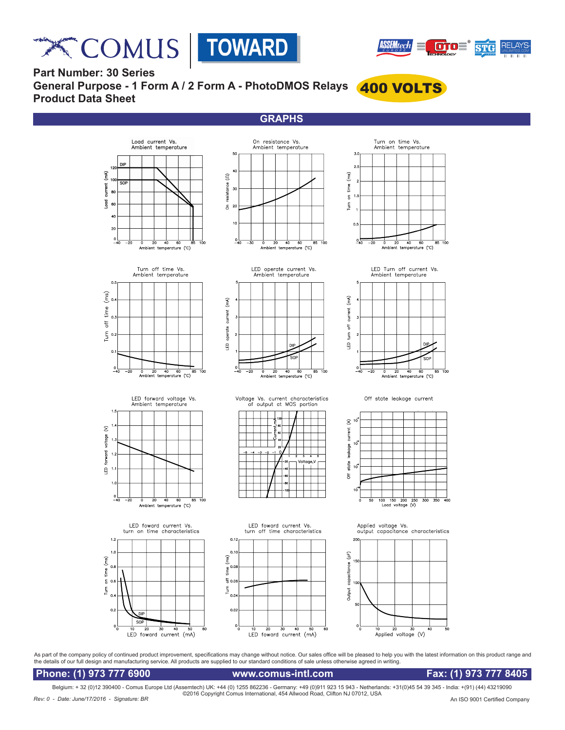COMUS | TOWARD

ASSEMtech EUROPE | OTO TECHNOLOGY | STG | RELAYS UNLIMITED.COM

**Part Number: 30 Series**

**General Purpose - 1 Form A / 2 Form A - PhotoDMOS Relays**

**Product Data Sheet**

**400 VOLTS**

## GRAPHS

Load current Vs. Ambient temperature
Load current (mA)
DIP
SOP
120
100
80
60
40
20
0
−40 −20 0 20 40 60 85 100
Ambient temperature (°C)

On resistance Vs. Ambient temperature
On resistance (Ω)
50
40
30
20
10
0
−40 −30 0 20 40 60 85 100
Ambient temperature (°C)

Turn on time Vs. Ambient temperature
Turn on time (ms)
3.0
2.5
2
1.5
1
0.5
0
−40 −20 0 20 40 60 85 100
Ambient temperature (°C)

Turn off time Vs. Ambient temperature
Turn off time (ms)
0.5
0.4
0.3
0.2
0.1
0
−40 −20 0 20 40 60 85 100
Ambient temperature (°C)

LED operate current Vs. Ambient temperature
LED operate current (mA)
DIP
SOP
5
4
3
2
1
0
−40 −20 0 20 40 60 85 100
Ambient temperature (°C)

LED Turn off current Vs. Ambient temperature
LED turn off current (mA)
DIP
SOP
5
4
3
2
1
0
−40 −20 0 20 40 60 85 100
Ambient temperature (°C)

LED forward voltage Vs. Ambient temperature
LED forward voltage (V)
1.5
1.4
1.3
1.2
1.1
1.0
0
−40 −20 0 20 40 60 85 100
Ambient temperature (°C)

Voltage Vs. current characteristics of output at MOS portion
Current,mA
120
100
80
60
40
20
−5 −4 −3 −2 −1 0 1 2 3 4 5
−20
−40
−60
−80
−100
Voltage,V

Off state leakage current
Off state leakage current (A)
$10^{-3}$
$10^{-6}$
$10^{-9}$
$10^{-12}$
0 50 100 150 200 250 300 350 400
Load voltage (V)

LED foward current Vs. turn on time characteristics
Turn on time (ms)
1.2
1.0
0.8
0.6
0.4
0.2
0
DIP
SOP
0 10 20 30 40 50 60
LED foward current (mA)

LED foward current Vs. turn off time characteristics
Turn off time (ms)
0.12
0.10
0.08
0.06
0.04
0.02
0
0 10 20 30 40 50 60
LED foward current (mA)

Applied voltage Vs. output capacitance characteristics
Output capacitance (pF)
200
150
100
50
0
0 10 20 30 40 50
Applied voltage (V)

As part of the company policy of continued product improvement, specifications may change without notice. Our sales office will be pleased to help you with the latest information on this product range and the details of our full design and manufacturing service. All products are supplied to our standard conditions of sale unless otherwise agreed in writing.

**Phone: (1) 973 777 6900** | **www.comus-intl.com** | **Fax: (1) 973 777 8405**

Belgium: + 32 (0)12 390400 - Comus Europe Ltd (Assemtech) UK: +44 (0)1255 862236 - Germany: +49 (0)911 923 15 943 - Netherlands: +31(0)45 54 39 345 - India: +(91) (44) 43219090
©2016 Copyright Comus International, 454 Allwood Road, Clifton NJ 07012, USA

*Rev: 0 - Date: June/17/2016 - Signature: BR*

An ISO 9001 Certified Company